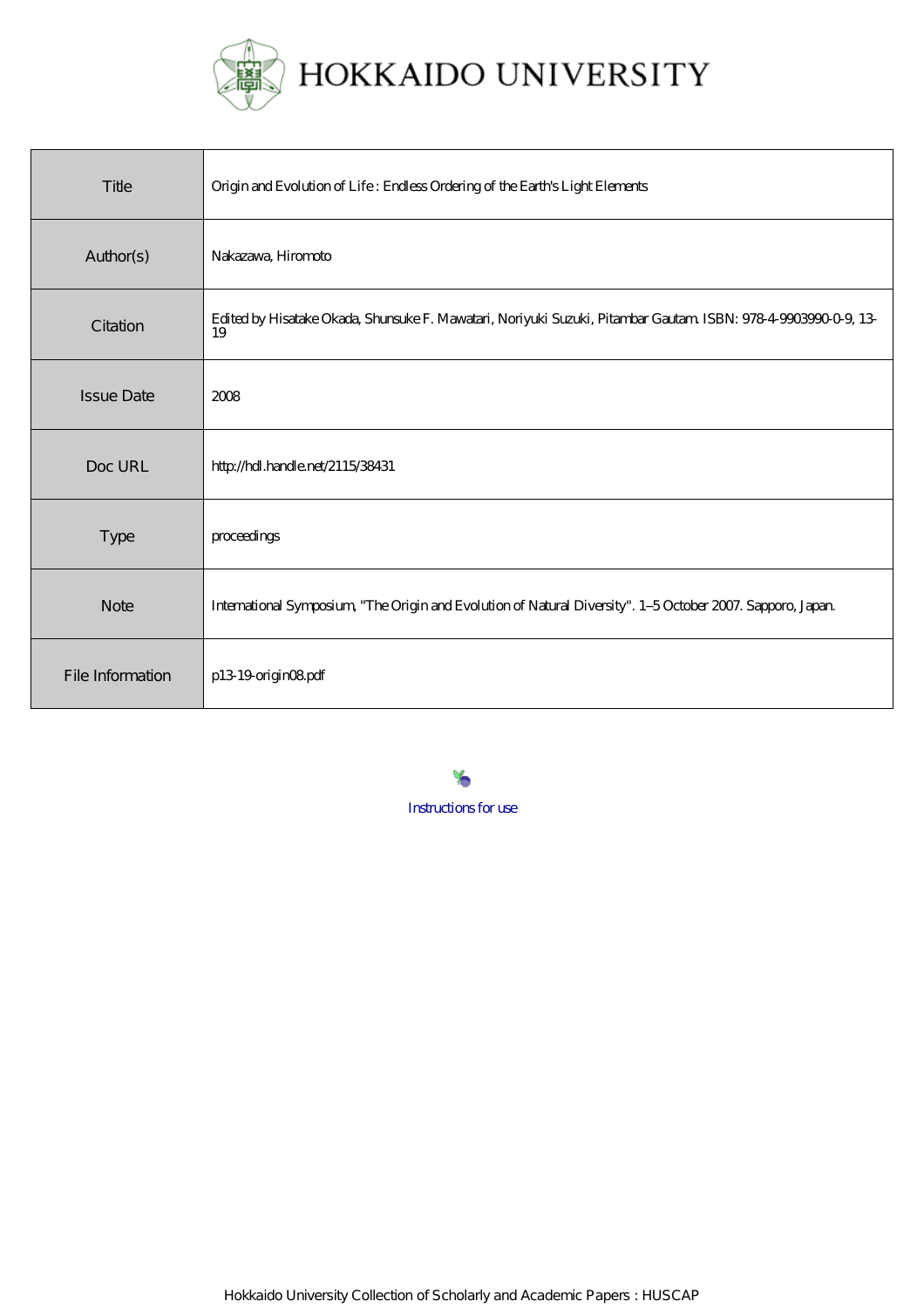HOKKAIDO UNIVERSITY

| Title | Origin and Evolution of Life : Endless Ordering of the Earth's Light Elements |
| --- | --- |
| Author(s) | Nakazawa, Hiromoto |
| Citation | Edited by Hisatake Okada, Shunsuke F. Mawatari, Noriyuki Suzuki, Pitambar Gautam. ISBN: 978-4-9903990-0-9, 13-19 |
| Issue Date | 2008 |
| Doc URL | http://hdl.handle.net/2115/38431 |
| Type | proceedings |
| Note | International Symposium, "The Origin and Evolution of Natural Diversity". 1–5 October 2007. Sapporo, Japan. |
| File Information | p13-19-origin08.pdf |

Instructions for use

Hokkaido University Collection of Scholarly and Academic Papers : HUSCAP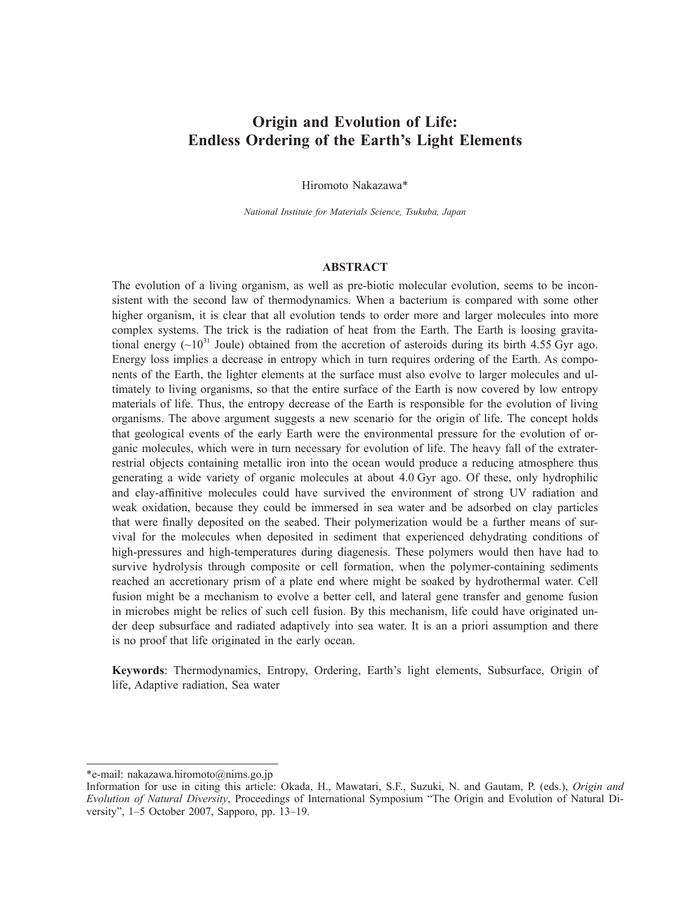# Origin and Evolution of Life: Endless Ordering of the Earth's Light Elements

Hiromoto Nakazawa*

*National Institute for Materials Science, Tsukuba, Japan*

## ABSTRACT

The evolution of a living organism, as well as pre-biotic molecular evolution, seems to be inconsistent with the second law of thermodynamics. When a bacterium is compared with some other higher organism, it is clear that all evolution tends to order more and larger molecules into more complex systems. The trick is the radiation of heat from the Earth. The Earth is loosing gravitational energy (~$10^{31}$ Joule) obtained from the accretion of asteroids during its birth 4.55 Gyr ago. Energy loss implies a decrease in entropy which in turn requires ordering of the Earth. As components of the Earth, the lighter elements at the surface must also evolve to larger molecules and ultimately to living organisms, so that the entire surface of the Earth is now covered by low entropy materials of life. Thus, the entropy decrease of the Earth is responsible for the evolution of living organisms. The above argument suggests a new scenario for the origin of life. The concept holds that geological events of the early Earth were the environmental pressure for the evolution of organic molecules, which were in turn necessary for evolution of life. The heavy fall of the extraterrestrial objects containing metallic iron into the ocean would produce a reducing atmosphere thus generating a wide variety of organic molecules at about 4.0 Gyr ago. Of these, only hydrophilic and clay-affinitive molecules could have survived the environment of strong UV radiation and weak oxidation, because they could be immersed in sea water and be adsorbed on clay particles that were finally deposited on the seabed. Their polymerization would be a further means of survival for the molecules when deposited in sediment that experienced dehydrating conditions of high-pressures and high-temperatures during diagenesis. These polymers would then have had to survive hydrolysis through composite or cell formation, when the polymer-containing sediments reached an accretionary prism of a plate end where might be soaked by hydrothermal water. Cell fusion might be a mechanism to evolve a better cell, and lateral gene transfer and genome fusion in microbes might be relics of such cell fusion. By this mechanism, life could have originated under deep subsurface and radiated adaptively into sea water. It is an a priori assumption and there is no proof that life originated in the early ocean.

**Keywords**: Thermodynamics, Entropy, Ordering, Earth's light elements, Subsurface, Origin of life, Adaptive radiation, Sea water

---

*e-mail: nakazawa.hiromoto@nims.go.jp

Information for use in citing this article: Okada, H., Mawatari, S.F., Suzuki, N. and Gautam, P. (eds.), *Origin and Evolution of Natural Diversity*, Proceedings of International Symposium "The Origin and Evolution of Natural Diversity", 1–5 October 2007, Sapporo, pp. 13–19.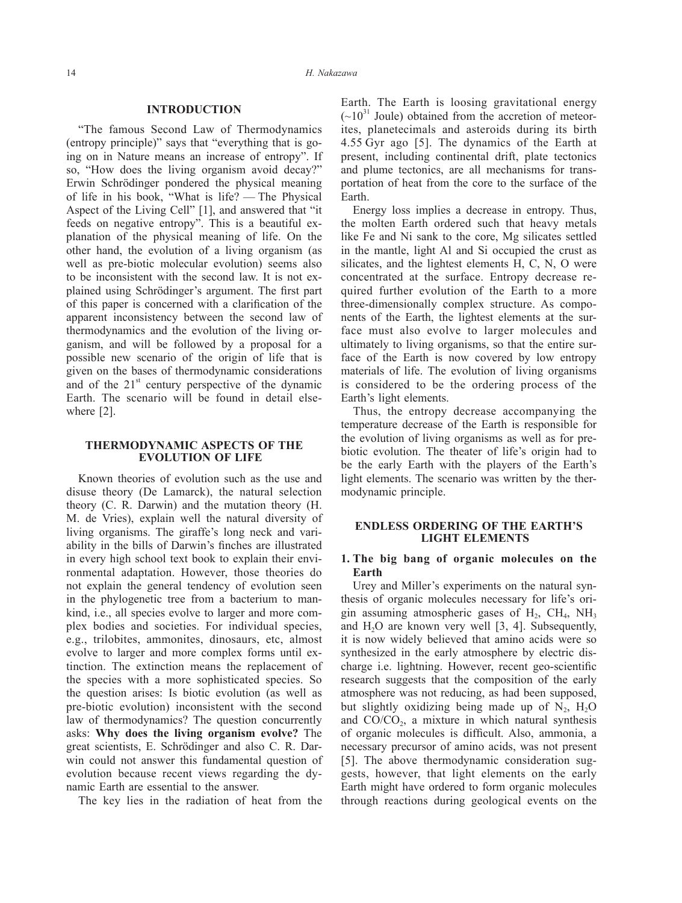## INTRODUCTION

"The famous Second Law of Thermodynamics (entropy principle)" says that "everything that is going on in Nature means an increase of entropy". If so, "How does the living organism avoid decay?" Erwin Schrödinger pondered the physical meaning of life in his book, "What is life? — The Physical Aspect of the Living Cell" [1], and answered that "it feeds on negative entropy". This is a beautiful explanation of the physical meaning of life. On the other hand, the evolution of a living organism (as well as pre-biotic molecular evolution) seems also to be inconsistent with the second law. It is not explained using Schrödinger's argument. The first part of this paper is concerned with a clarification of the apparent inconsistency between the second law of thermodynamics and the evolution of the living organism, and will be followed by a proposal for a possible new scenario of the origin of life that is given on the bases of thermodynamic considerations and of the 21[st] century perspective of the dynamic Earth. The scenario will be found in detail elsewhere [2].

## THERMODYNAMIC ASPECTS OF THE EVOLUTION OF LIFE

Known theories of evolution such as the use and disuse theory (De Lamarck), the natural selection theory (C. R. Darwin) and the mutation theory (H. M. de Vries), explain well the natural diversity of living organisms. The giraffe's long neck and variability in the bills of Darwin's finches are illustrated in every high school text book to explain their environmental adaptation. However, those theories do not explain the general tendency of evolution seen in the phylogenetic tree from a bacterium to mankind, i.e., all species evolve to larger and more complex bodies and societies. For individual species, e.g., trilobites, ammonites, dinosaurs, etc, almost evolve to larger and more complex forms until extinction. The extinction means the replacement of the species with a more sophisticated species. So the question arises: Is biotic evolution (as well as pre-biotic evolution) inconsistent with the second law of thermodynamics? The question concurrently asks: **Why does the living organism evolve?** The great scientists, E. Schrödinger and also C. R. Darwin could not answer this fundamental question of evolution because recent views regarding the dynamic Earth are essential to the answer.

The key lies in the radiation of heat from the Earth. The Earth is loosing gravitational energy (~$10^{31}$ Joule) obtained from the accretion of meteorites, planetecimals and asteroids during its birth 4.55 Gyr ago [5]. The dynamics of the Earth at present, including continental drift, plate tectonics and plume tectonics, are all mechanisms for transportation of heat from the core to the surface of the Earth.

Energy loss implies a decrease in entropy. Thus, the molten Earth ordered such that heavy metals like Fe and Ni sank to the core, Mg silicates settled in the mantle, light Al and Si occupied the crust as silicates, and the lightest elements H, C, N, O were concentrated at the surface. Entropy decrease required further evolution of the Earth to a more three-dimensionally complex structure. As components of the Earth, the lightest elements at the surface must also evolve to larger molecules and ultimately to living organisms, so that the entire surface of the Earth is now covered by low entropy materials of life. The evolution of living organisms is considered to be the ordering process of the Earth's light elements.

Thus, the entropy decrease accompanying the temperature decrease of the Earth is responsible for the evolution of living organisms as well as for pre-biotic evolution. The theater of life's origin had to be the early Earth with the players of the Earth's light elements. The scenario was written by the thermodynamic principle.

## ENDLESS ORDERING OF THE EARTH'S LIGHT ELEMENTS

### 1. The big bang of organic molecules on the Earth

Urey and Miller's experiments on the natural synthesis of organic molecules necessary for life's origin assuming atmospheric gases of $H_2$, $CH_4$, $NH_3$ and $H_2O$ are known very well [3, 4]. Subsequently, it is now widely believed that amino acids were so synthesized in the early atmosphere by electric discharge i.e. lightning. However, recent geo-scientific research suggests that the composition of the early atmosphere was not reducing, as had been supposed, but slightly oxidizing being made up of $N_2$, $H_2O$ and $CO/CO_2$, a mixture in which natural synthesis of organic molecules is difficult. Also, ammonia, a necessary precursor of amino acids, was not present [5]. The above thermodynamic consideration suggests, however, that light elements on the early Earth might have ordered to form organic molecules through reactions during geological events on the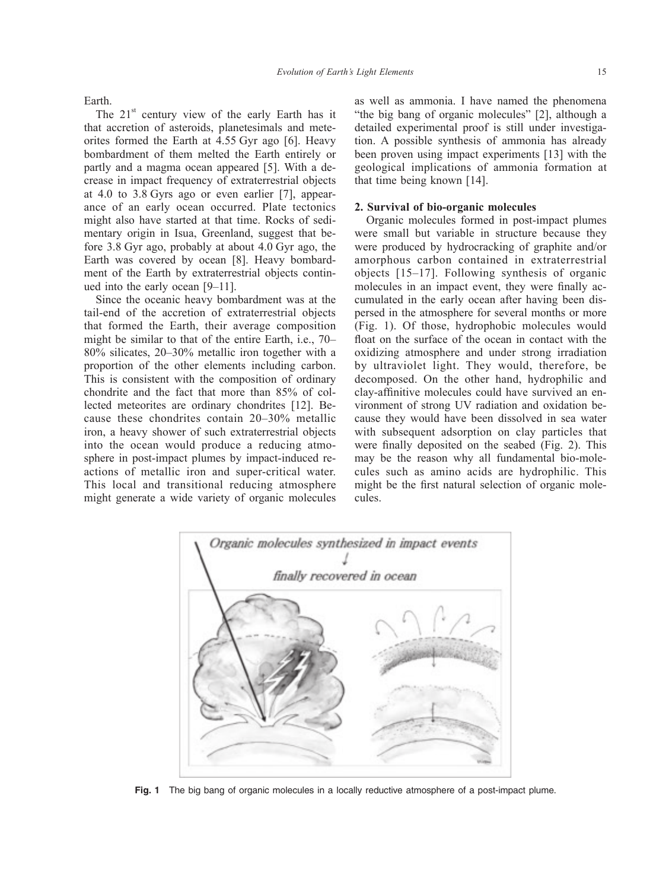Earth.

The 21st century view of the early Earth has it that accretion of asteroids, planetesimals and meteorites formed the Earth at 4.55 Gyr ago [6]. Heavy bombardment of them melted the Earth entirely or partly and a magma ocean appeared [5]. With a decrease in impact frequency of extraterrestrial objects at 4.0 to 3.8 Gyrs ago or even earlier [7], appearance of an early ocean occurred. Plate tectonics might also have started at that time. Rocks of sedimentary origin in Isua, Greenland, suggest that before 3.8 Gyr ago, probably at about 4.0 Gyr ago, the Earth was covered by ocean [8]. Heavy bombardment of the Earth by extraterrestrial objects continued into the early ocean [9–11].

Since the oceanic heavy bombardment was at the tail-end of the accretion of extraterrestrial objects that formed the Earth, their average composition might be similar to that of the entire Earth, i.e., 70–80% silicates, 20–30% metallic iron together with a proportion of the other elements including carbon. This is consistent with the composition of ordinary chondrite and the fact that more than 85% of collected meteorites are ordinary chondrites [12]. Because these chondrites contain 20–30% metallic iron, a heavy shower of such extraterrestrial objects into the ocean would produce a reducing atmosphere in post-impact plumes by impact-induced reactions of metallic iron and super-critical water. This local and transitional reducing atmosphere might generate a wide variety of organic molecules as well as ammonia. I have named the phenomena "the big bang of organic molecules" [2], although a detailed experimental proof is still under investigation. A possible synthesis of ammonia has already been proven using impact experiments [13] with the geological implications of ammonia formation at that time being known [14].

## 2. Survival of bio-organic molecules

Organic molecules formed in post-impact plumes were small but variable in structure because they were produced by hydrocracking of graphite and/or amorphous carbon contained in extraterrestrial objects [15–17]. Following synthesis of organic molecules in an impact event, they were finally accumulated in the early ocean after having been dispersed in the atmosphere for several months or more (Fig. 1). Of those, hydrophobic molecules would float on the surface of the ocean in contact with the oxidizing atmosphere and under strong irradiation by ultraviolet light. They would, therefore, be decomposed. On the other hand, hydrophilic and clay-affinitive molecules could have survived an environment of strong UV radiation and oxidation because they would have been dissolved in sea water with subsequent adsorption on clay particles that were finally deposited on the seabed (Fig. 2). This may be the reason why all fundamental bio-molecules such as amino acids are hydrophilic. This might be the first natural selection of organic molecules.

**Fig. 1** The big bang of organic molecules in a locally reductive atmosphere of a post-impact plume.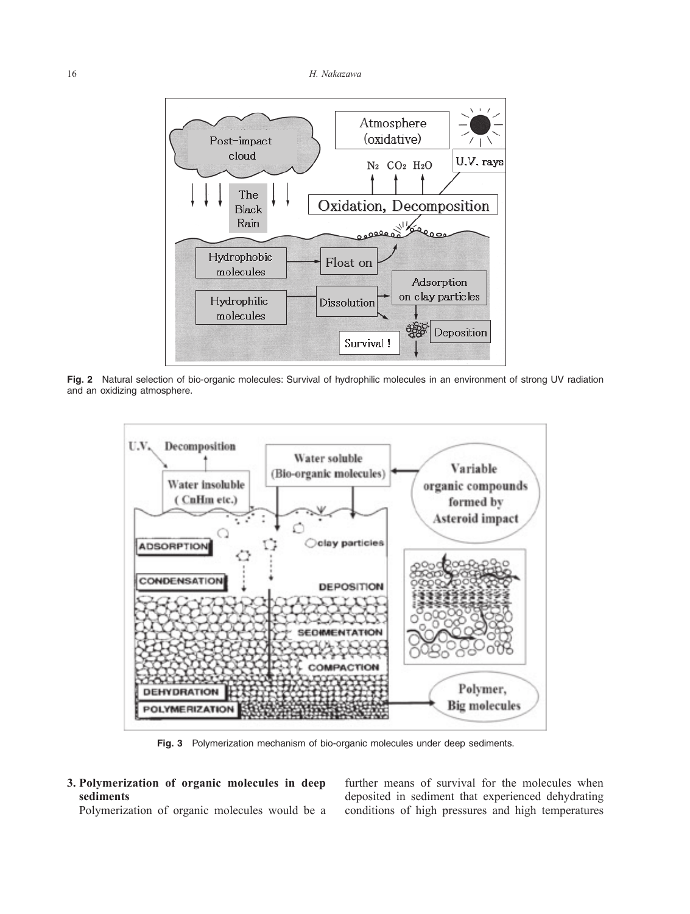**Fig. 2** Natural selection of bio-organic molecules: Survival of hydrophilic molecules in an environment of strong UV radiation and an oxidizing atmosphere.

**Fig. 3** Polymerization mechanism of bio-organic molecules under deep sediments.

## 3. Polymerization of organic molecules in deep sediments

Polymerization of organic molecules would be a further means of survival for the molecules when deposited in sediment that experienced dehydrating conditions of high pressures and high temperatures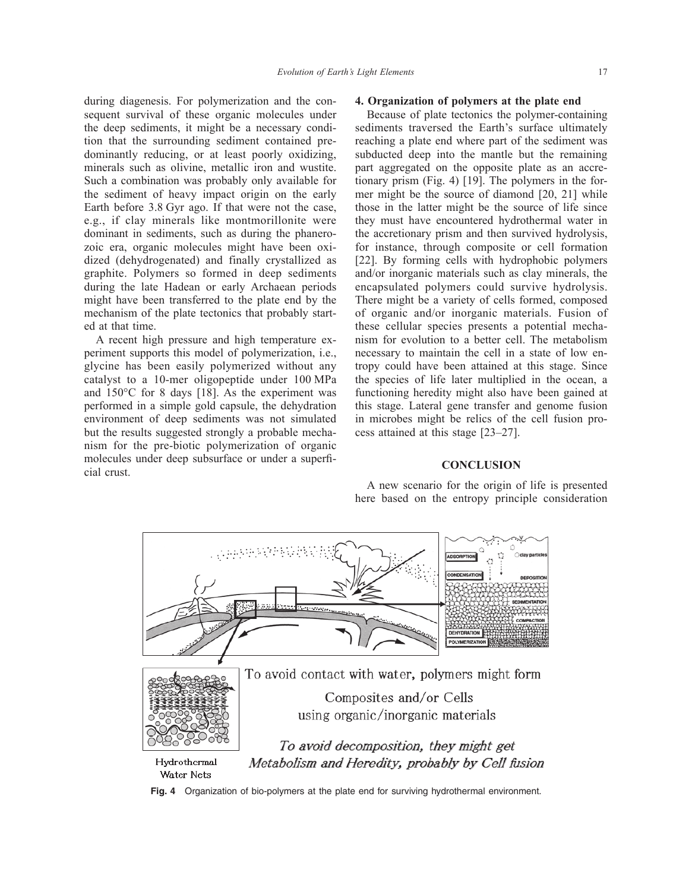during diagenesis. For polymerization and the consequent survival of these organic molecules under the deep sediments, it might be a necessary condition that the surrounding sediment contained predominantly reducing, or at least poorly oxidizing, minerals such as olivine, metallic iron and wustite. Such a combination was probably only available for the sediment of heavy impact origin on the early Earth before 3.8 Gyr ago. If that were not the case, e.g., if clay minerals like montmorillonite were dominant in sediments, such as during the phanerozoic era, organic molecules might have been oxidized (dehydrogenated) and finally crystallized as graphite. Polymers so formed in deep sediments during the late Hadean or early Archaean periods might have been transferred to the plate end by the mechanism of the plate tectonics that probably started at that time.

A recent high pressure and high temperature experiment supports this model of polymerization, i.e., glycine has been easily polymerized without any catalyst to a 10-mer oligopeptide under 100 MPa and 150°C for 8 days [18]. As the experiment was performed in a simple gold capsule, the dehydration environment of deep sediments was not simulated but the results suggested strongly a probable mechanism for the pre-biotic polymerization of organic molecules under deep subsurface or under a superficial crust.

## 4. Organization of polymers at the plate end

Because of plate tectonics the polymer-containing sediments traversed the Earth's surface ultimately reaching a plate end where part of the sediment was subducted deep into the mantle but the remaining part aggregated on the opposite plate as an accretionary prism (Fig. 4) [19]. The polymers in the former might be the source of diamond [20, 21] while those in the latter might be the source of life since they must have encountered hydrothermal water in the accretionary prism and then survived hydrolysis, for instance, through composite or cell formation [22]. By forming cells with hydrophobic polymers and/or inorganic materials such as clay minerals, the encapsulated polymers could survive hydrolysis. There might be a variety of cells formed, composed of organic and/or inorganic materials. Fusion of these cellular species presents a potential mechanism for evolution to a better cell. The metabolism necessary to maintain the cell in a state of low entropy could have been attained at this stage. Since the species of life later multiplied in the ocean, a functioning heredity might also have been gained at this stage. Lateral gene transfer and genome fusion in microbes might be relics of the cell fusion process attained at this stage [23–27].

## CONCLUSION

A new scenario for the origin of life is presented here based on the entropy principle consideration

**Fig. 4** Organization of bio-polymers at the plate end for surviving hydrothermal environment.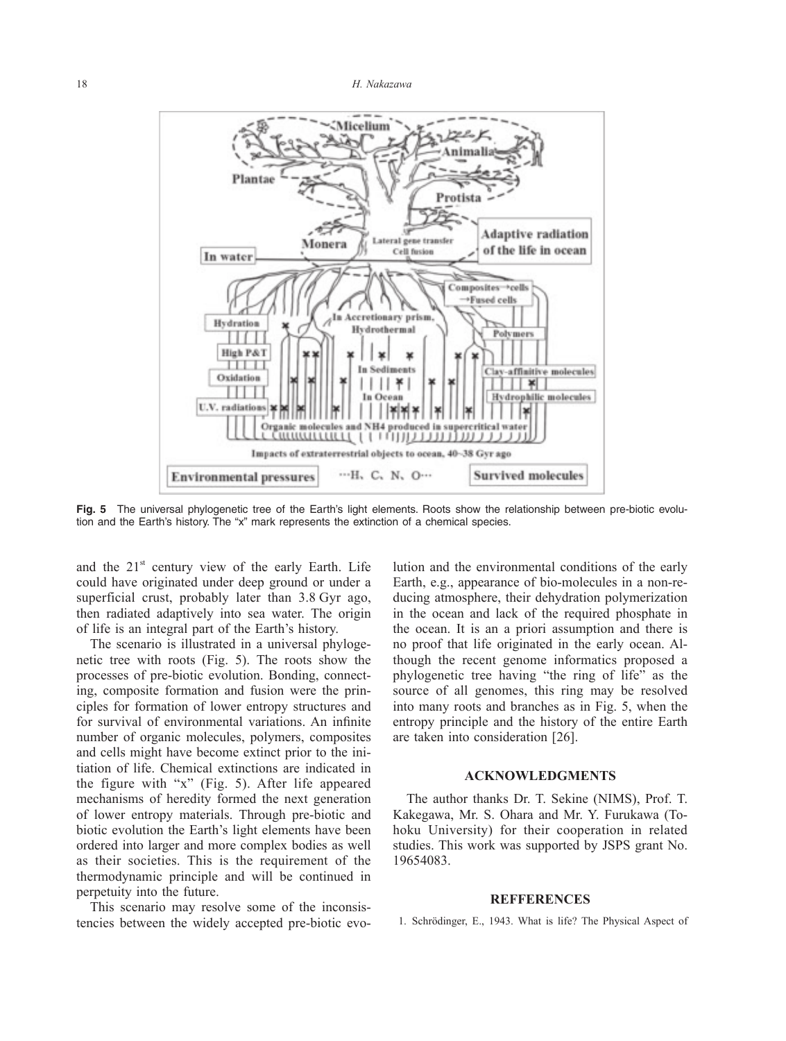**Fig. 5** The universal phylogenetic tree of the Earth's light elements. Roots show the relationship between pre-biotic evolution and the Earth's history. The "x" mark represents the extinction of a chemical species.

and the 21[st] century view of the early Earth. Life could have originated under deep ground or under a superficial crust, probably later than 3.8 Gyr ago, then radiated adaptively into sea water. The origin of life is an integral part of the Earth's history.

The scenario is illustrated in a universal phylogenetic tree with roots (Fig. 5). The roots show the processes of pre-biotic evolution. Bonding, connecting, composite formation and fusion were the principles for formation of lower entropy structures and for survival of environmental variations. An infinite number of organic molecules, polymers, composites and cells might have become extinct prior to the initiation of life. Chemical extinctions are indicated in the figure with "x" (Fig. 5). After life appeared mechanisms of heredity formed the next generation of lower entropy materials. Through pre-biotic and biotic evolution the Earth's light elements have been ordered into larger and more complex bodies as well as their societies. This is the requirement of the thermodynamic principle and will be continued in perpetuity into the future.

This scenario may resolve some of the inconsistencies between the widely accepted pre-biotic evolution and the environmental conditions of the early Earth, e.g., appearance of bio-molecules in a non-reducing atmosphere, their dehydration polymerization in the ocean and lack of the required phosphate in the ocean. It is an a priori assumption and there is no proof that life originated in the early ocean. Although the recent genome informatics proposed a phylogenetic tree having "the ring of life" as the source of all genomes, this ring may be resolved into many roots and branches as in Fig. 5, when the entropy principle and the history of the entire Earth are taken into consideration [26].

## ACKNOWLEDGMENTS

The author thanks Dr. T. Sekine (NIMS), Prof. T. Kakegawa, Mr. S. Ohara and Mr. Y. Furukawa (Tohoku University) for their cooperation in related studies. This work was supported by JSPS grant No. 19654083.

## REFFERENCES

1. Schrödinger, E., 1943. What is life? The Physical Aspect of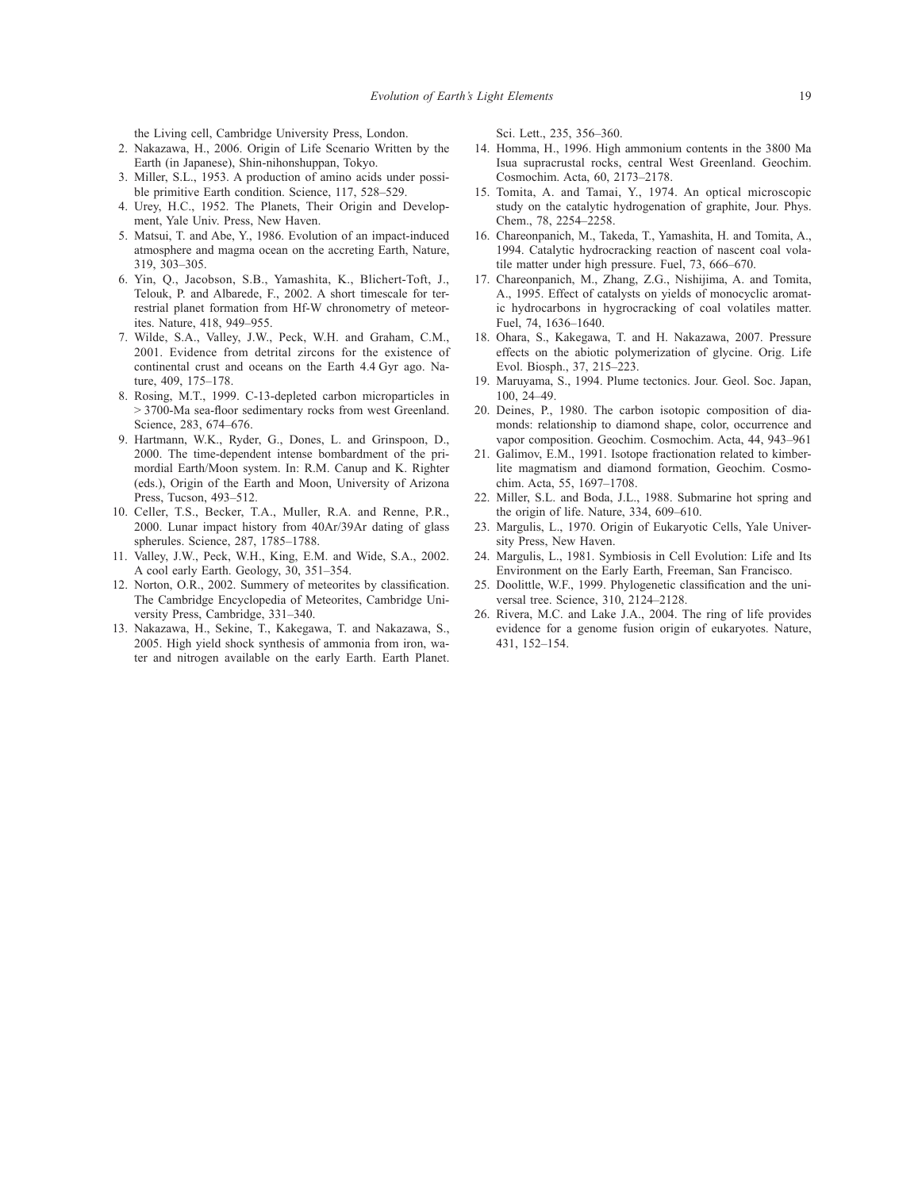the Living cell, Cambridge University Press, London.

2. Nakazawa, H., 2006. Origin of Life Scenario Written by the Earth (in Japanese), Shin-nihonshuppan, Tokyo.
3. Miller, S.L., 1953. A production of amino acids under possible primitive Earth condition. Science, 117, 528–529.
4. Urey, H.C., 1952. The Planets, Their Origin and Development, Yale Univ. Press, New Haven.
5. Matsui, T. and Abe, Y., 1986. Evolution of an impact-induced atmosphere and magma ocean on the accreting Earth, Nature, 319, 303–305.
6. Yin, Q., Jacobson, S.B., Yamashita, K., Blichert-Toft, J., Telouk, P. and Albarede, F., 2002. A short timescale for terrestrial planet formation from Hf-W chronometry of meteorites. Nature, 418, 949–955.
7. Wilde, S.A., Valley, J.W., Peck, W.H. and Graham, C.M., 2001. Evidence from detrital zircons for the existence of continental crust and oceans on the Earth 4.4 Gyr ago. Nature, 409, 175–178.
8. Rosing, M.T., 1999. C-13-depleted carbon microparticles in > 3700-Ma sea-floor sedimentary rocks from west Greenland. Science, 283, 674–676.
9. Hartmann, W.K., Ryder, G., Dones, L. and Grinspoon, D., 2000. The time-dependent intense bombardment of the primordial Earth/Moon system. In: R.M. Canup and K. Righter (eds.), Origin of the Earth and Moon, University of Arizona Press, Tucson, 493–512.
10. Celler, T.S., Becker, T.A., Muller, R.A. and Renne, P.R., 2000. Lunar impact history from 40Ar/39Ar dating of glass spherules. Science, 287, 1785–1788.
11. Valley, J.W., Peck, W.H., King, E.M. and Wide, S.A., 2002. A cool early Earth. Geology, 30, 351–354.
12. Norton, O.R., 2002. Summery of meteorites by classification. The Cambridge Encyclopedia of Meteorites, Cambridge University Press, Cambridge, 331–340.
13. Nakazawa, H., Sekine, T., Kakegawa, T. and Nakazawa, S., 2005. High yield shock synthesis of ammonia from iron, water and nitrogen available on the early Earth. Earth Planet. Sci. Lett., 235, 356–360.
14. Homma, H., 1996. High ammonium contents in the 3800 Ma Isua supracrustal rocks, central West Greenland. Geochim. Cosmochim. Acta, 60, 2173–2178.
15. Tomita, A. and Tamai, Y., 1974. An optical microscopic study on the catalytic hydrogenation of graphite, Jour. Phys. Chem., 78, 2254–2258.
16. Chareonpanich, M., Takeda, T., Yamashita, H. and Tomita, A., 1994. Catalytic hydrocracking reaction of nascent coal volatile matter under high pressure. Fuel, 73, 666–670.
17. Chareonpanich, M., Zhang, Z.G., Nishijima, A. and Tomita, A., 1995. Effect of catalysts on yields of monocyclic aromatic hydrocarbons in hygrocracking of coal volatiles matter. Fuel, 74, 1636–1640.
18. Ohara, S., Kakegawa, T. and H. Nakazawa, 2007. Pressure effects on the abiotic polymerization of glycine. Orig. Life Evol. Biosph., 37, 215–223.
19. Maruyama, S., 1994. Plume tectonics. Jour. Geol. Soc. Japan, 100, 24–49.
20. Deines, P., 1980. The carbon isotopic composition of diamonds: relationship to diamond shape, color, occurrence and vapor composition. Geochim. Cosmochim. Acta, 44, 943–961
21. Galimov, E.M., 1991. Isotope fractionation related to kimberlite magmatism and diamond formation, Geochim. Cosmochim. Acta, 55, 1697–1708.
22. Miller, S.L. and Boda, J.L., 1988. Submarine hot spring and the origin of life. Nature, 334, 609–610.
23. Margulis, L., 1970. Origin of Eukaryotic Cells, Yale University Press, New Haven.
24. Margulis, L., 1981. Symbiosis in Cell Evolution: Life and Its Environment on the Early Earth, Freeman, San Francisco.
25. Doolittle, W.F., 1999. Phylogenetic classification and the universal tree. Science, 310, 2124–2128.
26. Rivera, M.C. and Lake J.A., 2004. The ring of life provides evidence for a genome fusion origin of eukaryotes. Nature, 431, 152–154.